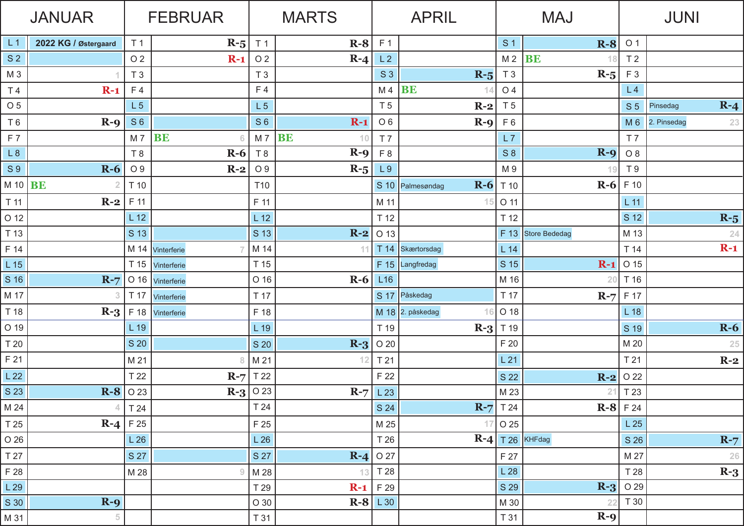| JANUAR | | FEBRUAR | | MARTS | | APRIL | | MAJ | | JUNI | |
|---|---|---|---|---|---|---|---|---|---|---|---|
| L 1 | 2022 KG / Østergaard | T 1 | R-5 | T 1 | R-8 | F 1 | | S 1 | R-8 | O 1 | |
| S 2 | | O 2 | R-1 | O 2 | R-4 | L 2 | | M 2 | BE 18 | T 2 | |
| M 3 | 1 | T 3 | | T 3 | | S 3 | R-5 | T 3 | R-5 | F 3 | |
| T 4 | R-1 | F 4 | | F 4 | | M 4 | BE 14 | O 4 | | L 4 | |
| O 5 | | L 5 | | L 5 | | T 5 | R-2 | T 5 | | S 5 | Pinsedag R-4 |
| T 6 | R-9 | S 6 | | S 6 | R-1 | O 6 | R-9 | F 6 | | M 6 | 2. Pinsedag 23 |
| F 7 | | M 7 | BE 6 | M 7 | BE 10 | T 7 | | L 7 | | T 7 | |
| L 8 | | T 8 | R-6 | T 8 | R-9 | F 8 | | S 8 | R-9 | O 8 | |
| S 9 | R-6 | O 9 | R-2 | O 9 | R-5 | L 9 | | M 9 | 19 | T 9 | |
| M 10 | BE 2 | T 10 | | T10 | | S 10 | Palmesøndag R-6 | T 10 | R-6 | F 10 | |
| T 11 | R-2 | F 11 | | F 11 | | M 11 | 15 | O 11 | | L 11 | |
| O 12 | | L 12 | | L 12 | | T 12 | | T 12 | | S 12 | R-5 |
| T 13 | | S 13 | | S 13 | R-2 | O 13 | | F 13 | Store Bededag | M 13 | 24 |
| F 14 | | M 14 | Vinterferie 7 | M 14 | 11 | T 14 | Skærtorsdag | L 14 | | T 14 | R-1 |
| L 15 | | T 15 | Vinterferie | T 15 | | F 15 | Langfredag | S 15 | R-1 | O 15 | |
| S 16 | R-7 | O 16 | Vinterferie | O 16 | R-6 | L16 | | M 16 | 20 | T 16 | |
| M 17 | 3 | T 17 | Vinterferie | T 17 | | S 17 | Påskedag | T 17 | R-7 | F 17 | |
| T 18 | R-3 | F 18 | Vinterferie | F 18 | | M 18 | 2. påskedag 16 | O 18 | | L 18 | |
| O 19 | | L 19 | | L 19 | | T 19 | R-3 | T 19 | | S 19 | R-6 |
| T 20 | | S 20 | | S 20 | R-3 | O 20 | | F 20 | | M 20 | 25 |
| F 21 | | M 21 | 8 | M 21 | 12 | T 21 | | L 21 | | T 21 | R-2 |
| L 22 | | T 22 | R-7 | T 22 | | F 22 | | S 22 | R-2 | O 22 | |
| S 23 | R-8 | O 23 | R-3 | O 23 | R-7 | L 23 | | M 23 | 21 | T 23 | |
| M 24 | 4 | T 24 | | T 24 | | S 24 | R-7 | T 24 | R-8 | F 24 | |
| T 25 | R-4 | F 25 | | F 25 | | M 25 | 17 | O 25 | | L 25 | |
| O 26 | | L 26 | | L 26 | | T 26 | R-4 | T 26 | KHFdag | S 26 | R-7 |
| T 27 | | S 27 | | S 27 | R-4 | O 27 | | F 27 | | M 27 | 26 |
| F 28 | | M 28 | 9 | M 28 | 13 | T 28 | | L 28 | | T 28 | R-3 |
| L 29 | | | | T 29 | R-1 | F 29 | | S 29 | R-3 | O 29 | |
| S 30 | R-9 | | | O 30 | R-8 | L 30 | | M 30 | 22 | T 30 | |
| M 31 | 5 | | | T 31 | | | | T 31 | R-9 | | |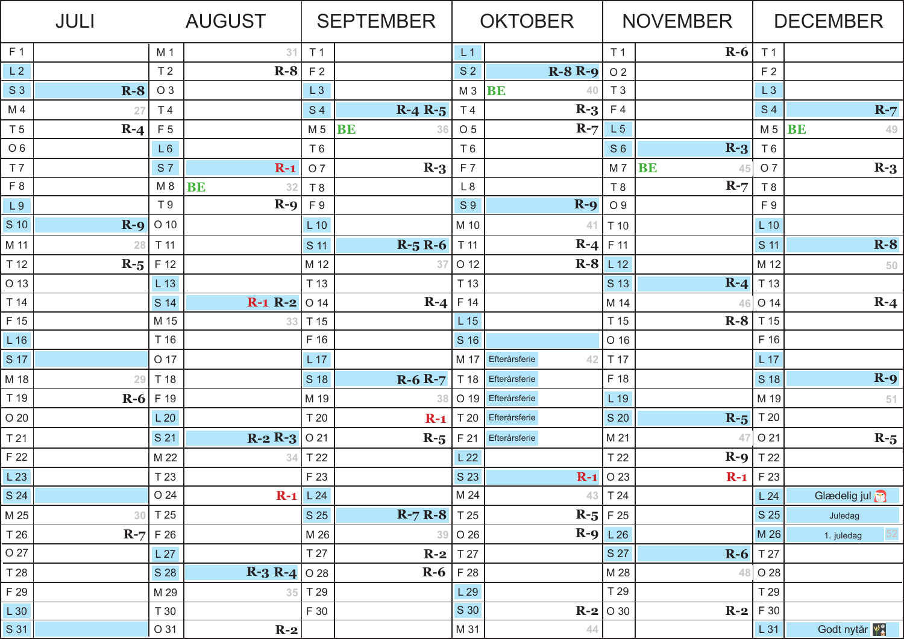| JULI | | AUGUST | | SEPTEMBER | | OKTOBER | | NOVEMBER | | DECEMBER | |
|---|---|---|---|---|---|---|---|---|---|---|---|
| F 1 | | M 1 | 31 | T 1 | | L 1 | | T 1 | R-6 | T 1 | |
| L 2 | | T 2 | R-8 | F 2 | | S 2 | R-8 R-9 | O 2 | | F 2 | |
| S 3 | R-8 | O 3 | | L 3 | | M 3 | BE 40 | T 3 | | L 3 | |
| M 4 | 27 | T 4 | | S 4 | R-4 R-5 | T 4 | R-3 | F 4 | | S 4 | R-7 |
| T 5 | R-4 | F 5 | | M 5 | BE 36 | O 5 | R-7 | L 5 | | M 5 | BE 49 |
| O 6 | | L 6 | | T 6 | | T 6 | | S 6 | R-3 | T 6 | |
| T 7 | | S 7 | R-1 | O 7 | R-3 | F 7 | | M 7 | BE 45 | O 7 | R-3 |
| F 8 | | M 8 | BE 32 | T 8 | | L 8 | | T 8 | R-7 | T 8 | |
| L 9 | | T 9 | R-9 | F 9 | | S 9 | R-9 | O 9 | | F 9 | |
| S 10 | R-9 | O 10 | | L 10 | | M 10 | 41 | T 10 | | L 10 | |
| M 11 | 28 | T 11 | | S 11 | R-5 R-6 | T 11 | R-4 | F 11 | | S 11 | R-8 |
| T 12 | R-5 | F 12 | | M 12 | 37 | O 12 | R-8 | L 12 | | M 12 | 50 |
| O 13 | | L 13 | | T 13 | | T 13 | | S 13 | R-4 | T 13 | |
| T 14 | | S 14 | R-1 R-2 | O 14 | R-4 | F 14 | | M 14 | 46 | O 14 | R-4 |
| F 15 | | M 15 | 33 | T 15 | | L 15 | | T 15 | R-8 | T 15 | |
| L 16 | | T 16 | | F 16 | | S 16 | | O 16 | | F 16 | |
| S 17 | | O 17 | | L 17 | | M 17 | Efterårsferie 42 | T 17 | | L 17 | |
| M 18 | 29 | T 18 | | S 18 | R-6 R-7 | T 18 | Efterårsferie | F 18 | | S 18 | R-9 |
| T 19 | R-6 | F 19 | | M 19 | 38 | O 19 | Efterårsferie | L 19 | | M 19 | 51 |
| O 20 | | L 20 | | T 20 | R-1 | T 20 | Efterårsferie | S 20 | R-5 | T 20 | |
| T 21 | | S 21 | R-2 R-3 | O 21 | R-5 | F 21 | Efterårsferie | M 21 | 47 | O 21 | R-5 |
| F 22 | | M 22 | 34 | T 22 | | L 22 | | T 22 | R-9 | T 22 | |
| L 23 | | T 23 | | F 23 | | S 23 | R-1 | O 23 | R-1 | F 23 | |
| S 24 | | O 24 | R-1 | L 24 | | M 24 | 43 | T 24 | | L 24 | Glædelig jul |
| M 25 | 30 | T 25 | | S 25 | R-7 R-8 | T 25 | R-5 | F 25 | | S 25 | Juledag |
| T 26 | R-7 | F 26 | | M 26 | 39 | O 26 | R-9 | L 26 | | M 26 | 1. juledag 52 |
| O 27 | | L 27 | | T 27 | R-2 | T 27 | | S 27 | R-6 | T 27 | |
| T 28 | | S 28 | R-3 R-4 | O 28 | R-6 | F 28 | | M 28 | 48 | O 28 | |
| F 29 | | M 29 | 35 | T 29 | | L 29 | | T 29 | | T 29 | |
| L 30 | | T 30 | | F 30 | | S 30 | R-2 | O 30 | R-2 | F 30 | |
| S 31 | | O 31 | R-2 | | | M 31 | 44 | | | L 31 | Godt nytår |